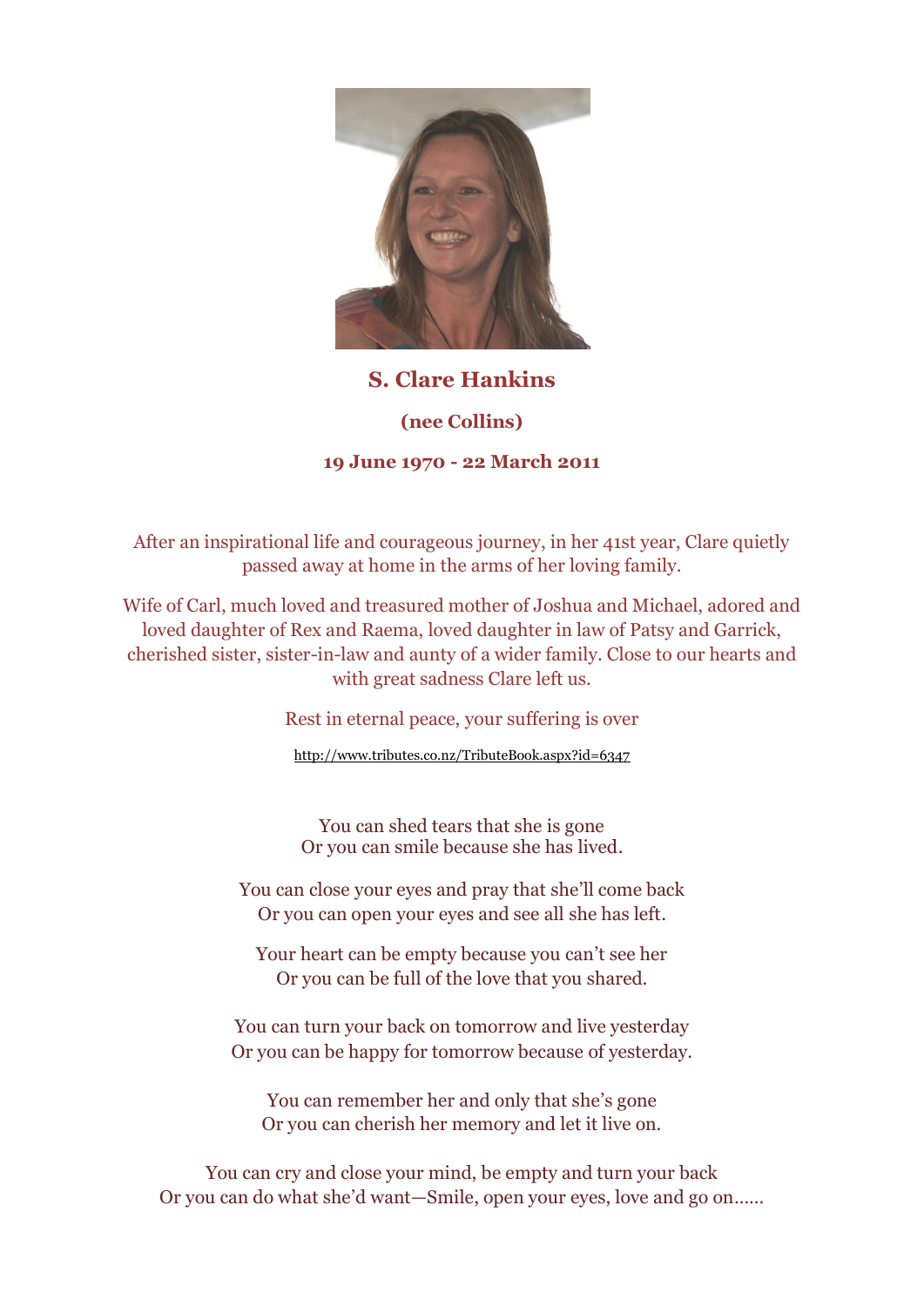# S. Clare Hankins

### (nee Collins)

### 19 June 1970 - 22 March 2011

After an inspirational life and courageous journey, in her 41st year, Clare quietly passed away at home in the arms of her loving family.

Wife of Carl, much loved and treasured mother of Joshua and Michael, adored and loved daughter of Rex and Raema, loved daughter in law of Patsy and Garrick, cherished sister, sister-in-law and aunty of a wider family. Close to our hearts and with great sadness Clare left us.

Rest in eternal peace, your suffering is over

http://www.tributes.co.nz/TributeBook.aspx?id=6347

You can shed tears that she is gone
Or you can smile because she has lived.

You can close your eyes and pray that she'll come back
Or you can open your eyes and see all she has left.

Your heart can be empty because you can't see her
Or you can be full of the love that you shared.

You can turn your back on tomorrow and live yesterday
Or you can be happy for tomorrow because of yesterday.

You can remember her and only that she's gone
Or you can cherish her memory and let it live on.

You can cry and close your mind, be empty and turn your back
Or you can do what she'd want—Smile, open your eyes, love and go on……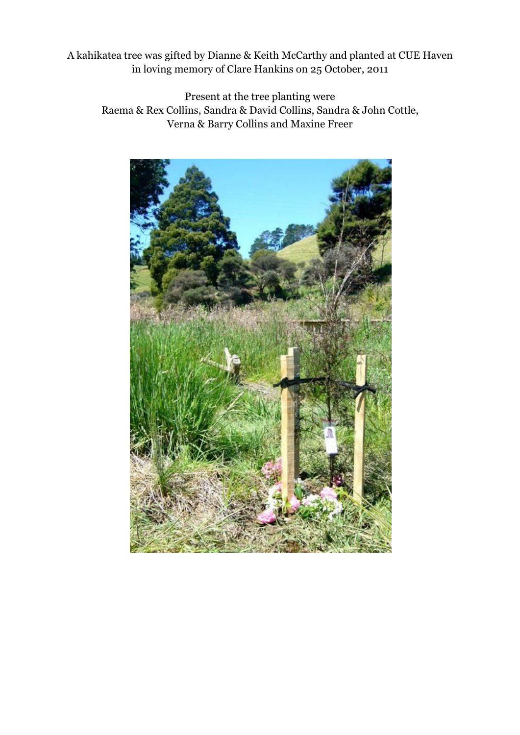A kahikatea tree was gifted by Dianne & Keith McCarthy and planted at CUE Haven in loving memory of Clare Hankins on 25 October, 2011

Present at the tree planting were Raema & Rex Collins, Sandra & David Collins, Sandra & John Cottle, Verna & Barry Collins and Maxine Freer